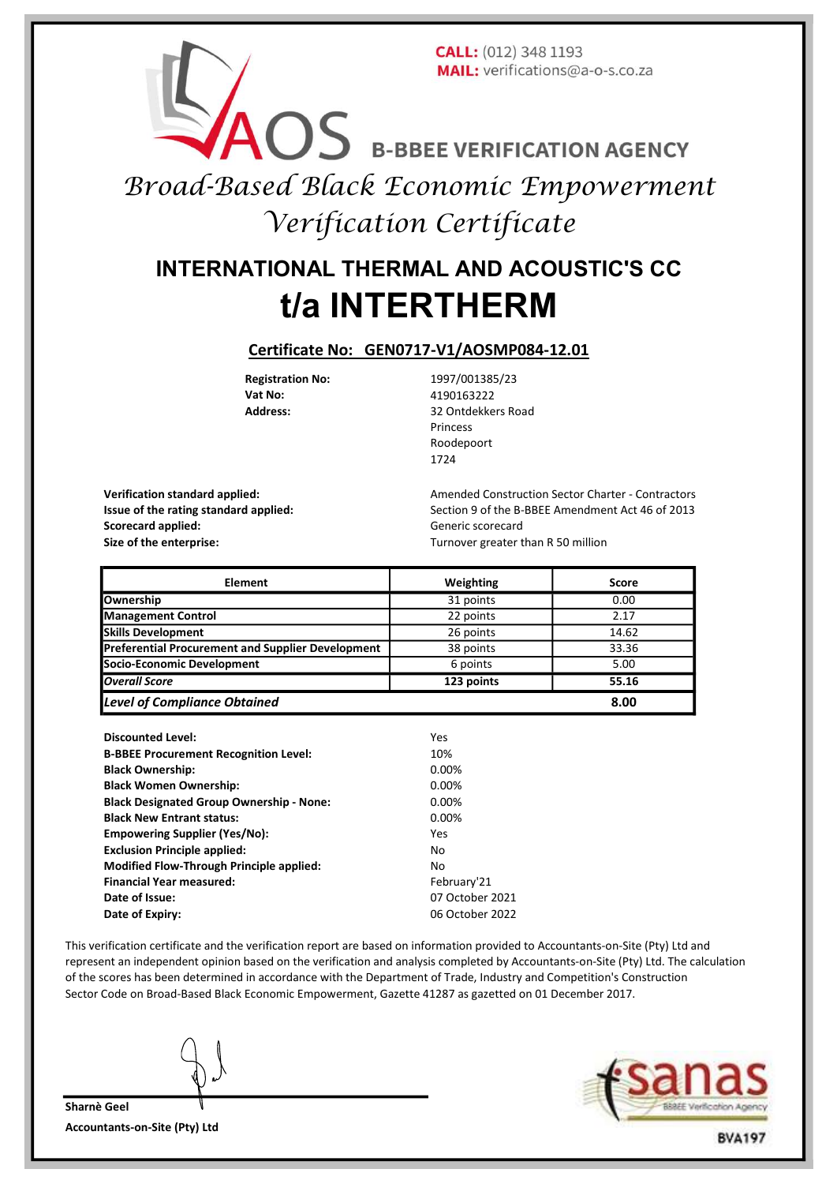**CALL:** (012) 348 1193
**MAIL:** verifications@a-o-s.co.za

AOS B-BBEE VERIFICATION AGENCY

# *Broad-Based Black Economic Empowerment Verification Certificate*

# INTERNATIONAL THERMAL AND ACOUSTIC'S CC
# t/a INTERTHERM

**Certificate No: GEN0717-V1/AOSMP084-12.01**

| | |
|---|---|
| **Registration No:** | 1997/001385/23 |
| **Vat No:** | 4190163222 |
| **Address:** | 32 Ontdekkers Road<br>Princess<br>Roodepoort<br>1724 |

| | |
|---|---|
| **Verification standard applied:** | Amended Construction Sector Charter - Contractors |
| **Issue of the rating standard applied:** | Section 9 of the B-BBEE Amendment Act 46 of 2013 |
| **Scorecard applied:** | Generic scorecard |
| **Size of the enterprise:** | Turnover greater than R 50 million |

| Element | Weighting | Score |
|---|---|---|
| **Ownership** | 31 points | 0.00 |
| **Management Control** | 22 points | 2.17 |
| **Skills Development** | 26 points | 14.62 |
| **Preferential Procurement and Supplier Development** | 38 points | 33.36 |
| **Socio-Economic Development** | 6 points | 5.00 |
| ***Overall Score*** | **123 points** | **55.16** |
| ***Level of Compliance Obtained*** | | **8.00** |

| | |
|---|---|
| **Discounted Level:** | Yes |
| **B-BBEE Procurement Recognition Level:** | 10% |
| **Black Ownership:** | 0.00% |
| **Black Women Ownership:** | 0.00% |
| **Black Designated Group Ownership - None:** | 0.00% |
| **Black New Entrant status:** | 0.00% |
| **Empowering Supplier (Yes/No):** | Yes |
| **Exclusion Principle applied:** | No |
| **Modified Flow-Through Principle applied:** | No |
| **Financial Year measured:** | February'21 |
| **Date of Issue:** | 07 October 2021 |
| **Date of Expiry:** | 06 October 2022 |

This verification certificate and the verification report are based on information provided to Accountants-on-Site (Pty) Ltd and represent an independent opinion based on the verification and analysis completed by Accountants-on-Site (Pty) Ltd. The calculation of the scores has been determined in accordance with the Department of Trade, Industry and Competition's Construction Sector Code on Broad-Based Black Economic Empowerment, Gazette 41287 as gazetted on 01 December 2017.

**Sharnè Geel**
**Accountants-on-Site (Pty) Ltd**

sanas BBBEE Verification Agency
BVA197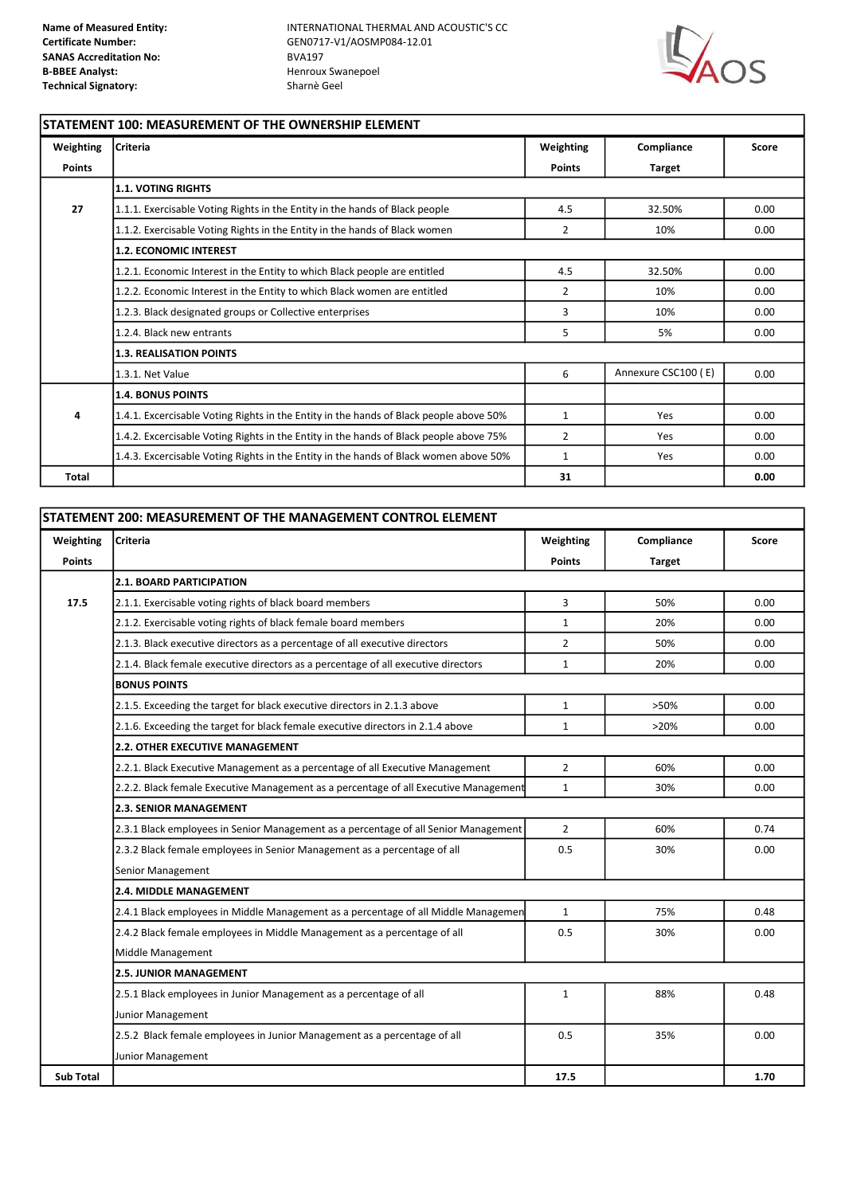| | |
|---|---|
| **Name of Measured Entity:** | INTERNATIONAL THERMAL AND ACOUSTIC'S CC |
| **Certificate Number:** | GEN0717-V1/AOSMP084-12.01 |
| **SANAS Accreditation No:** | BVA197 |
| **B-BBEE Analyst:** | Henroux Swanepoel |
| **Technical Signatory:** | Sharnè Geel |

## STATEMENT 100: MEASUREMENT OF THE OWNERSHIP ELEMENT

| Weighting Points | Criteria | Weighting Points | Compliance Target | Score |
|---|---|---|---|---|
| | **1.1. VOTING RIGHTS** | | | |
| 27 | 1.1.1. Exercisable Voting Rights in the Entity in the hands of Black people | 4.5 | 32.50% | 0.00 |
| | 1.1.2. Exercisable Voting Rights in the Entity in the hands of Black women | 2 | 10% | 0.00 |
| | **1.2. ECONOMIC INTEREST** | | | |
| | 1.2.1. Economic Interest in the Entity to which Black people are entitled | 4.5 | 32.50% | 0.00 |
| | 1.2.2. Economic Interest in the Entity to which Black women are entitled | 2 | 10% | 0.00 |
| | 1.2.3. Black designated groups or Collective enterprises | 3 | 10% | 0.00 |
| | 1.2.4. Black new entrants | 5 | 5% | 0.00 |
| | **1.3. REALISATION POINTS** | | | |
| | 1.3.1. Net Value | 6 | Annexure CSC100 ( E) | 0.00 |
| | **1.4. BONUS POINTS** | | | |
| 4 | 1.4.1. Excercisable Voting Rights in the Entity in the hands of Black people above 50% | 1 | Yes | 0.00 |
| | 1.4.2. Excercisable Voting Rights in the Entity in the hands of Black people above 75% | 2 | Yes | 0.00 |
| | 1.4.3. Excercisable Voting Rights in the Entity in the hands of Black women above 50% | 1 | Yes | 0.00 |
| **Total** | | **31** | | **0.00** |

## STATEMENT 200: MEASUREMENT OF THE MANAGEMENT CONTROL ELEMENT

| Weighting Points | Criteria | Weighting Points | Compliance Target | Score |
|---|---|---|---|---|
| | **2.1. BOARD PARTICIPATION** | | | |
| **17.5** | 2.1.1. Exercisable voting rights of black board members | 3 | 50% | 0.00 |
| | 2.1.2. Exercisable voting rights of black female board members | 1 | 20% | 0.00 |
| | 2.1.3. Black executive directors as a percentage of all executive directors | 2 | 50% | 0.00 |
| | 2.1.4. Black female executive directors as a percentage of all executive directors | 1 | 20% | 0.00 |
| | **BONUS POINTS** | | | |
| | 2.1.5. Exceeding the target for black executive directors in 2.1.3 above | 1 | >50% | 0.00 |
| | 2.1.6. Exceeding the target for black female executive directors in 2.1.4 above | 1 | >20% | 0.00 |
| | **2.2. OTHER EXECUTIVE MANAGEMENT** | | | |
| | 2.2.1. Black Executive Management as a percentage of all Executive Management | 2 | 60% | 0.00 |
| | 2.2.2. Black female Executive Management as a percentage of all Executive Management | 1 | 30% | 0.00 |
| | **2.3. SENIOR MANAGEMENT** | | | |
| | 2.3.1 Black employees in Senior Management as a percentage of all Senior Management | 2 | 60% | 0.74 |
| | 2.3.2 Black female employees in Senior Management as a percentage of all Senior Management | 0.5 | 30% | 0.00 |
| | **2.4. MIDDLE MANAGEMENT** | | | |
| | 2.4.1 Black employees in Middle Management as a percentage of all Middle Managemen | 1 | 75% | 0.48 |
| | 2.4.2 Black female employees in Middle Management as a percentage of all Middle Management | 0.5 | 30% | 0.00 |
| | **2.5. JUNIOR MANAGEMENT** | | | |
| | 2.5.1 Black employees in Junior Management as a percentage of all Junior Management | 1 | 88% | 0.48 |
| | 2.5.2 Black female employees in Junior Management as a percentage of all Junior Management | 0.5 | 35% | 0.00 |
| **Sub Total** | | **17.5** | | **1.70** |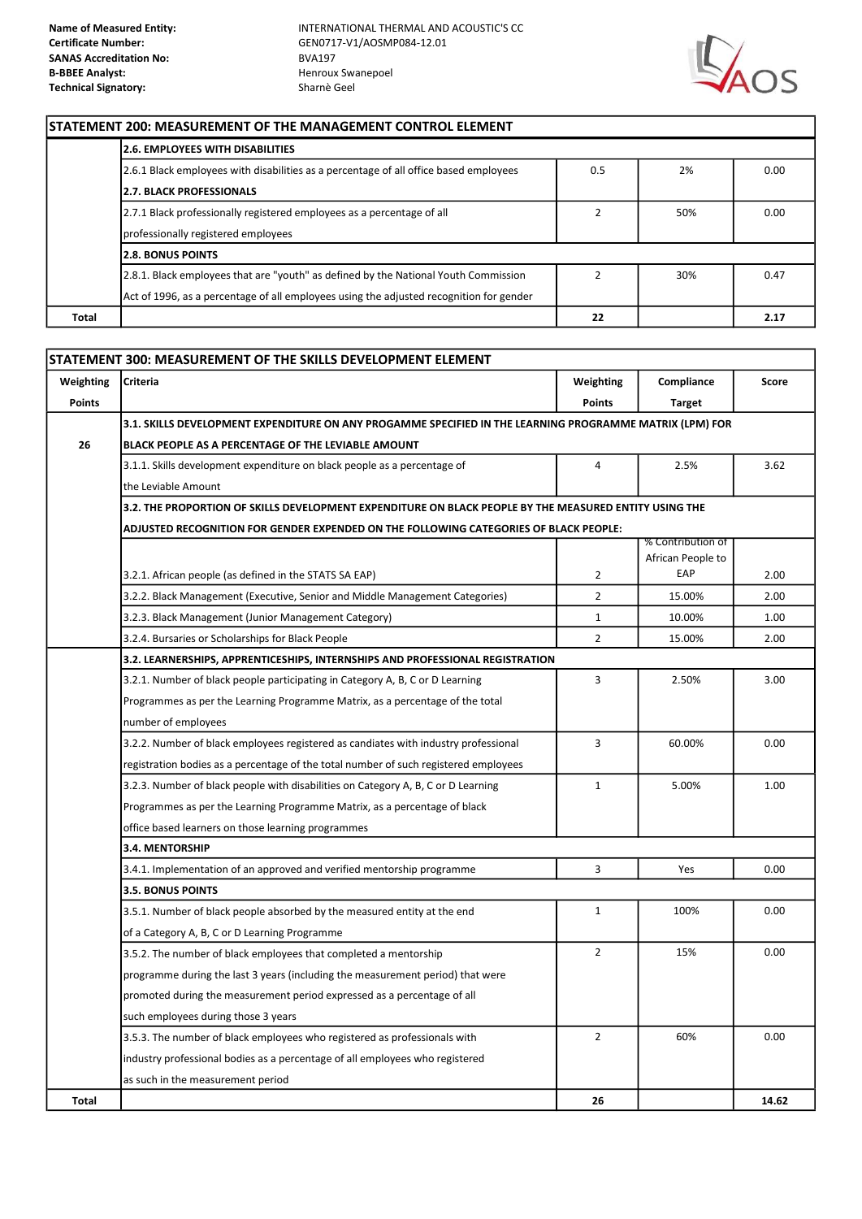| | |
|---|---|
| **Name of Measured Entity:** | INTERNATIONAL THERMAL AND ACOUSTIC'S CC |
| **Certificate Number:** | GEN0717-V1/AOSMP084-12.01 |
| **SANAS Accreditation No:** | BVA197 |
| **B-BBEE Analyst:** | Henroux Swanepoel |
| **Technical Signatory:** | Sharnè Geel |

## STATEMENT 200: MEASUREMENT OF THE MANAGEMENT CONTROL ELEMENT

| | | | | |
|---|---|---|---|---|
| | **2.6. EMPLOYEES WITH DISABILITIES** | | | |
| | 2.6.1 Black employees with disabilities as a percentage of all office based employees | 0.5 | 2% | 0.00 |
| | **2.7. BLACK PROFESSIONALS** | | | |
| | 2.7.1 Black professionally registered employees as a percentage of all professionally registered employees | 2 | 50% | 0.00 |
| | **2.8. BONUS POINTS** | | | |
| | 2.8.1. Black employees that are "youth" as defined by the National Youth Commission Act of 1996, as a percentage of all employees using the adjusted recognition for gender | 2 | 30% | 0.47 |
| **Total** | | **22** | | **2.17** |

## STATEMENT 300: MEASUREMENT OF THE SKILLS DEVELOPMENT ELEMENT

| Weighting Points | Criteria | Weighting Points | Compliance Target | Score |
|---|---|---|---|---|
| 26 | **3.1. SKILLS DEVELOPMENT EXPENDITURE ON ANY PROGAMME SPECIFIED IN THE LEARNING PROGRAMME MATRIX (LPM) FOR BLACK PEOPLE AS A PERCENTAGE OF THE LEVIABLE AMOUNT** | | | |
| | 3.1.1. Skills development expenditure on black people as a percentage of the Leviable Amount | 4 | 2.5% | 3.62 |
| | **3.2. THE PROPORTION OF SKILLS DEVELOPMENT EXPENDITURE ON BLACK PEOPLE BY THE MEASURED ENTITY USING THE ADJUSTED RECOGNITION FOR GENDER EXPENDED ON THE FOLLOWING CATEGORIES OF BLACK PEOPLE:** | | | |
| | 3.2.1. African people (as defined in the STATS SA EAP) | 2 | % Contribution of African People to EAP | 2.00 |
| | 3.2.2. Black Management (Executive, Senior and Middle Management Categories) | 2 | 15.00% | 2.00 |
| | 3.2.3. Black Management (Junior Management Category) | 1 | 10.00% | 1.00 |
| | 3.2.4. Bursaries or Scholarships for Black People | 2 | 15.00% | 2.00 |
| | **3.2. LEARNERSHIPS, APPRENTICESHIPS, INTERNSHIPS AND PROFESSIONAL REGISTRATION** | | | |
| | 3.2.1. Number of black people participating in Category A, B, C or D Learning Programmes as per the Learning Programme Matrix, as a percentage of the total number of employees | 3 | 2.50% | 3.00 |
| | 3.2.2. Number of black employees registered as candiates with industry professional registration bodies as a percentage of the total number of such registered employees | 3 | 60.00% | 0.00 |
| | 3.2.3. Number of black people with disabilities on Category A, B, C or D Learning Programmes as per the Learning Programme Matrix, as a percentage of black office based learners on those learning programmes | 1 | 5.00% | 1.00 |
| | **3.4. MENTORSHIP** | | | |
| | 3.4.1. Implementation of an approved and verified mentorship programme | 3 | Yes | 0.00 |
| | **3.5. BONUS POINTS** | | | |
| | 3.5.1. Number of black people absorbed by the measured entity at the end of a Category A, B, C or D Learning Programme | 1 | 100% | 0.00 |
| | 3.5.2. The number of black employees that completed a mentorship programme during the last 3 years (including the measurement period) that were promoted during the measurement period expressed as a percentage of all such employees during those 3 years | 2 | 15% | 0.00 |
| | 3.5.3. The number of black employees who registered as professionals with industry professional bodies as a percentage of all employees who registered as such in the measurement period | 2 | 60% | 0.00 |
| **Total** | | **26** | | **14.62** |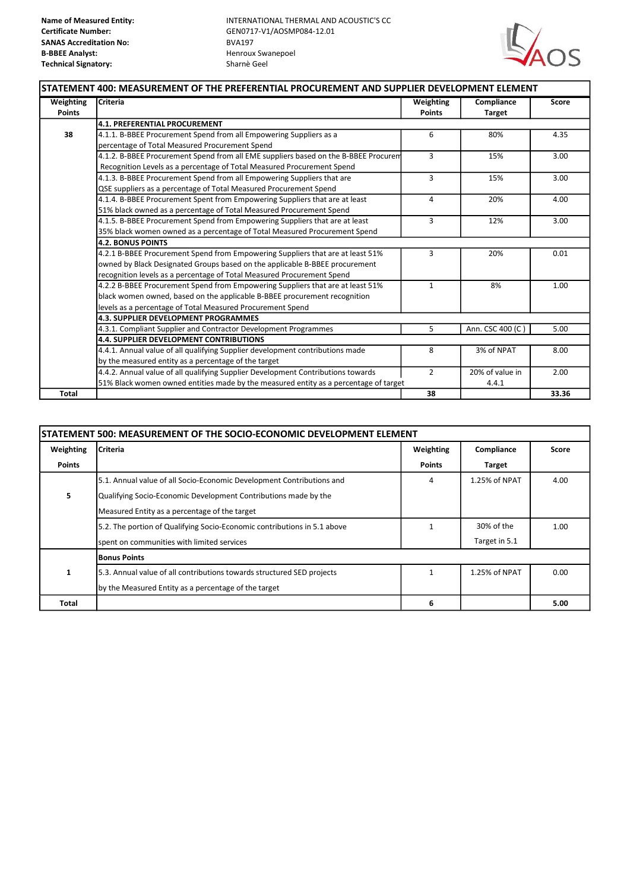**Name of Measured Entity:** INTERNATIONAL THERMAL AND ACOUSTIC'S CC
**Certificate Number:** GEN0717-V1/AOSMP084-12.01
**SANAS Accreditation No:** BVA197
**B-BBEE Analyst:** Henroux Swanepoel
**Technical Signatory:** Sharnè Geel

## STATEMENT 400: MEASUREMENT OF THE PREFERENTIAL PROCUREMENT AND SUPPLIER DEVELOPMENT ELEMENT

| Weighting Points | Criteria | Weighting Points | Compliance Target | Score |
|---|---|---|---|---|
| 38 | **4.1. PREFERENTIAL PROCUREMENT** | | | |
| | 4.1.1. B-BBEE Procurement Spend from all Empowering Suppliers as a percentage of Total Measured Procurement Spend | 6 | 80% | 4.35 |
| | 4.1.2. B-BBEE Procurement Spend from all EME suppliers based on the B-BBEE Procurem Recognition Levels as a percentage of Total Measured Procurement Spend | 3 | 15% | 3.00 |
| | 4.1.3. B-BBEE Procurement Spend from all Empowering Suppliers that are QSE suppliers as a percentage of Total Measured Procurement Spend | 3 | 15% | 3.00 |
| | 4.1.4. B-BBEE Procurement Spent from Empowering Suppliers that are at least 51% black owned as a percentage of Total Measured Procurement Spend | 4 | 20% | 4.00 |
| | 4.1.5. B-BBEE Procurement Spend from Empowering Suppliers that are at least 35% black women owned as a percentage of Total Measured Procurement Spend | 3 | 12% | 3.00 |
| | **4.2. BONUS POINTS** | | | |
| | 4.2.1 B-BBEE Procurement Spend from Empowering Suppliers that are at least 51% owned by Black Designated Groups based on the applicable B-BBEE procurement recognition levels as a percentage of Total Measured Procurement Spend | 3 | 20% | 0.01 |
| | 4.2.2 B-BBEE Procurement Spend from Empowering Suppliers that are at least 51% black women owned, based on the applicable B-BBEE procurement recognition levels as a percentage of Total Measured Procurement Spend | 1 | 8% | 1.00 |
| | **4.3. SUPPLIER DEVELOPMENT PROGRAMMES** | | | |
| | 4.3.1. Compliant Supplier and Contractor Development Programmes | 5 | Ann. CSC 400 (C ) | 5.00 |
| | **4.4. SUPPLIER DEVELOPMENT CONTRIBUTIONS** | | | |
| | 4.4.1. Annual value of all qualifying Supplier development contributions made by the measured entity as a percentage of the target | 8 | 3% of NPAT | 8.00 |
| | 4.4.2. Annual value of all qualifying Supplier Development Contributions towards 51% Black women owned entities made by the measured entity as a percentage of target | 2 | 20% of value in 4.4.1 | 2.00 |
| **Total** | | **38** | | **33.36** |

## STATEMENT 500: MEASUREMENT OF THE SOCIO-ECONOMIC DEVELOPMENT ELEMENT

| Weighting Points | Criteria | Weighting Points | Compliance Target | Score |
|---|---|---|---|---|
| 5 | 5.1. Annual value of all Socio-Economic Development Contributions and Qualifying Socio-Economic Development Contributions made by the Measured Entity as a percentage of the target | 4 | 1.25% of NPAT | 4.00 |
| | 5.2. The portion of Qualifying Socio-Economic contributions in 5.1 above spent on communities with limited services | 1 | 30% of the Target in 5.1 | 1.00 |
| | **Bonus Points** | | | |
| 1 | 5.3. Annual value of all contributions towards structured SED projects by the Measured Entity as a percentage of the target | 1 | 1.25% of NPAT | 0.00 |
| **Total** | | **6** | | **5.00** |